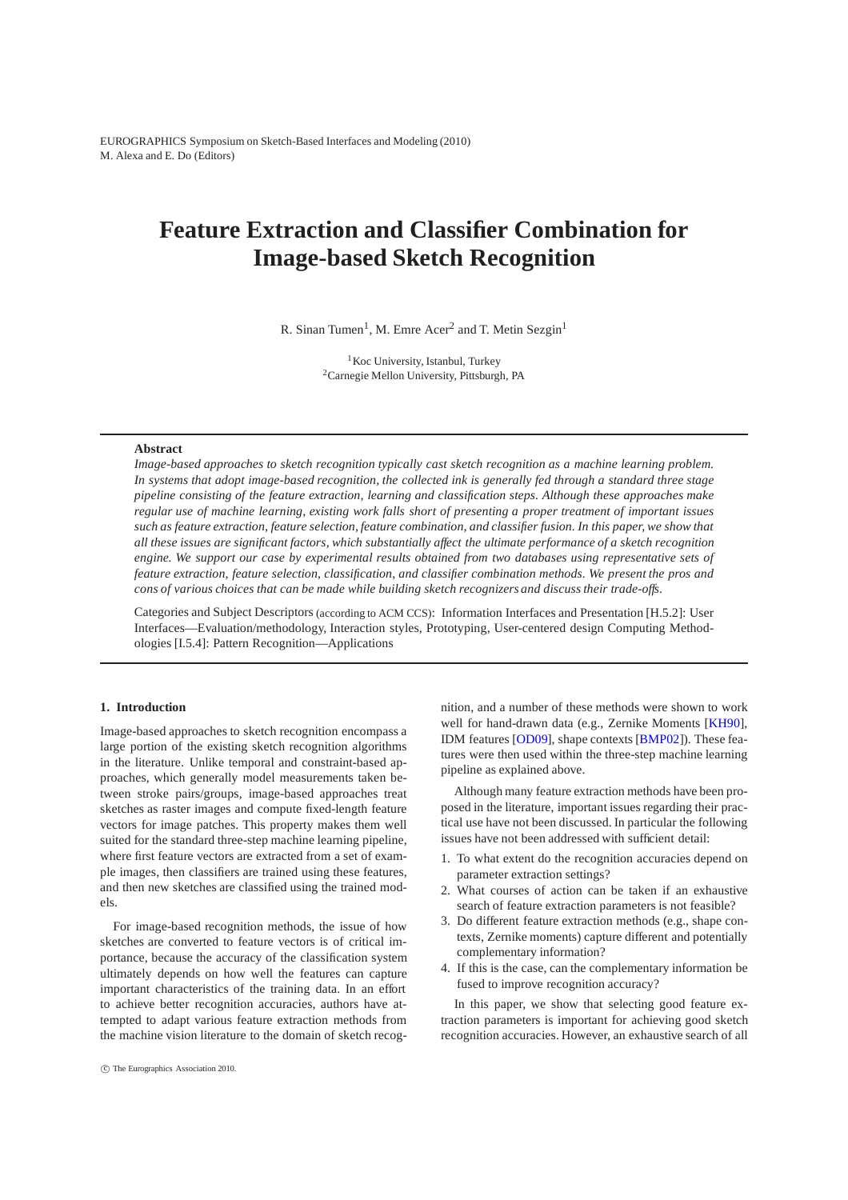# Feature Extraction and Classifier Combination for Image-based Sketch Recognition

R. Sinan Tumen[1], M. Emre Acer[2] and T. Metin Sezgin[1]

[1]Koc University, Istanbul, Turkey
[2]Carnegie Mellon University, Pittsburgh, PA

## Abstract

*Image-based approaches to sketch recognition typically cast sketch recognition as a machine learning problem. In systems that adopt image-based recognition, the collected ink is generally fed through a standard three stage pipeline consisting of the feature extraction, learning and classification steps. Although these approaches make regular use of machine learning, existing work falls short of presenting a proper treatment of important issues such as feature extraction, feature selection, feature combination, and classifier fusion. In this paper, we show that all these issues are significant factors, which substantially affect the ultimate performance of a sketch recognition engine. We support our case by experimental results obtained from two databases using representative sets of feature extraction, feature selection, classification, and classifier combination methods. We present the pros and cons of various choices that can be made while building sketch recognizers and discuss their trade-offs.*

Categories and Subject Descriptors (according to ACM CCS): Information Interfaces and Presentation [H.5.2]: User Interfaces—Evaluation/methodology, Interaction styles, Prototyping, User-centered design Computing Methodologies [I.5.4]: Pattern Recognition—Applications

## 1. Introduction

Image-based approaches to sketch recognition encompass a large portion of the existing sketch recognition algorithms in the literature. Unlike temporal and constraint-based approaches, which generally model measurements taken between stroke pairs/groups, image-based approaches treat sketches as raster images and compute fixed-length feature vectors for image patches. This property makes them well suited for the standard three-step machine learning pipeline, where first feature vectors are extracted from a set of example images, then classifiers are trained using these features, and then new sketches are classified using the trained models.

For image-based recognition methods, the issue of how sketches are converted to feature vectors is of critical importance, because the accuracy of the classification system ultimately depends on how well the features can capture important characteristics of the training data. In an effort to achieve better recognition accuracies, authors have attempted to adapt various feature extraction methods from the machine vision literature to the domain of sketch recognition, and a number of these methods were shown to work well for hand-drawn data (e.g., Zernike Moments [KH90], IDM features [OD09], shape contexts [BMP02]). These features were then used within the three-step machine learning pipeline as explained above.

Although many feature extraction methods have been proposed in the literature, important issues regarding their practical use have not been discussed. In particular the following issues have not been addressed with sufficient detail:

1. To what extent do the recognition accuracies depend on parameter extraction settings?
2. What courses of action can be taken if an exhaustive search of feature extraction parameters is not feasible?
3. Do different feature extraction methods (e.g., shape contexts, Zernike moments) capture different and potentially complementary information?
4. If this is the case, can the complementary information be fused to improve recognition accuracy?

In this paper, we show that selecting good feature extraction parameters is important for achieving good sketch recognition accuracies. However, an exhaustive search of all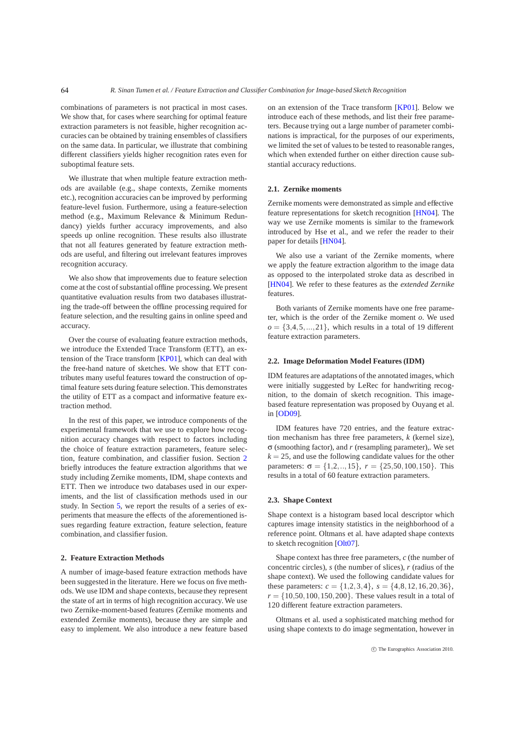combinations of parameters is not practical in most cases. We show that, for cases where searching for optimal feature extraction parameters is not feasible, higher recognition accuracies can be obtained by training ensembles of classifiers on the same data. In particular, we illustrate that combining different classifiers yields higher recognition rates even for suboptimal feature sets.

We illustrate that when multiple feature extraction methods are available (e.g., shape contexts, Zernike moments etc.), recognition accuracies can be improved by performing feature-level fusion. Furthermore, using a feature-selection method (e.g., Maximum Relevance & Minimum Redundancy) yields further accuracy improvements, and also speeds up online recognition. These results also illustrate that not all features generated by feature extraction methods are useful, and filtering out irrelevant features improves recognition accuracy.

We also show that improvements due to feature selection come at the cost of substantial offline processing. We present quantitative evaluation results from two databases illustrating the trade-off between the offline processing required for feature selection, and the resulting gains in online speed and accuracy.

Over the course of evaluating feature extraction methods, we introduce the Extended Trace Transform (ETT), an extension of the Trace transform [KP01], which can deal with the free-hand nature of sketches. We show that ETT contributes many useful features toward the construction of optimal feature sets during feature selection. This demonstrates the utility of ETT as a compact and informative feature extraction method.

In the rest of this paper, we introduce components of the experimental framework that we use to explore how recognition accuracy changes with respect to factors including the choice of feature extraction parameters, feature selection, feature combination, and classifier fusion. Section 2 briefly introduces the feature extraction algorithms that we study including Zernike moments, IDM, shape contexts and ETT. Then we introduce two databases used in our experiments, and the list of classification methods used in our study. In Section 5, we report the results of a series of experiments that measure the effects of the aforementioned issues regarding feature extraction, feature selection, feature combination, and classifier fusion.

## 2. Feature Extraction Methods

A number of image-based feature extraction methods have been suggested in the literature. Here we focus on five methods. We use IDM and shape contexts, because they represent the state of art in terms of high recognition accuracy. We use two Zernike-moment-based features (Zernike moments and extended Zernike moments), because they are simple and easy to implement. We also introduce a new feature based on an extension of the Trace transform [KP01]. Below we introduce each of these methods, and list their free parameters. Because trying out a large number of parameter combinations is impractical, for the purposes of our experiments, we limited the set of values to be tested to reasonable ranges, which when extended further on either direction cause substantial accuracy reductions.

### 2.1. Zernike moments

Zernike moments were demonstrated as simple and effective feature representations for sketch recognition [HN04]. The way we use Zernike moments is similar to the framework introduced by Hse et al., and we refer the reader to their paper for details [HN04].

We also use a variant of the Zernike moments, where we apply the feature extraction algorithm to the image data as opposed to the interpolated stroke data as described in [HN04]. We refer to these features as the *extended Zernike* features.

Both variants of Zernike moments have one free parameter, which is the order of the Zernike moment $o$. We used $o = \{3,4,5,\dots,21\}$, which results in a total of 19 different feature extraction parameters.

### 2.2. Image Deformation Model Features (IDM)

IDM features are adaptations of the annotated images, which were initially suggested by LeRec for handwriting recognition, to the domain of sketch recognition. This image-based feature representation was proposed by Ouyang et al. in [OD09].

IDM features have 720 entries, and the feature extraction mechanism has three free parameters, $k$ (kernel size), $\sigma$ (smoothing factor), and $r$ (resampling parameter),. We set $k = 25$, and use the following candidate values for the other parameters: $\sigma = \{1,2,..,15\}$, $r = \{25,50,100,150\}$. This results in a total of 60 feature extraction parameters.

### 2.3. Shape Context

Shape context is a histogram based local descriptor which captures image intensity statistics in the neighborhood of a reference point. Oltmans et al. have adapted shape contexts to sketch recognition [Olt07].

Shape context has three free parameters, $c$ (the number of concentric circles), $s$ (the number of slices), $r$ (radius of the shape context). We used the following candidate values for these parameters: $c = \{1,2,3,4\}$, $s = \{4,8,12,16,20,36\}$, $r = \{10,50,100,150,200\}$. These values result in a total of 120 different feature extraction parameters.

Oltmans et al. used a sophisticated matching method for using shape contexts to do image segmentation, however in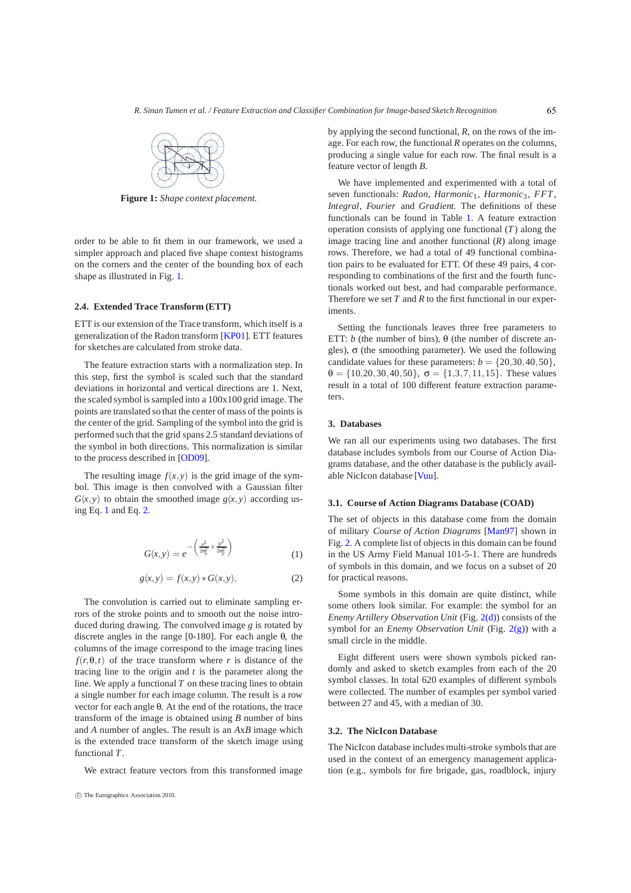**Figure 1:** *Shape context placement.*

order to be able to fit them in our framework, we used a simpler approach and placed five shape context histograms on the corners and the center of the bounding box of each shape as illustrated in Fig. 1.

### 2.4. Extended Trace Transform (ETT)

ETT is our extension of the Trace transform, which itself is a generalization of the Radon transform [KP01]. ETT features for sketches are calculated from stroke data.

The feature extraction starts with a normalization step. In this step, first the symbol is scaled such that the standard deviations in horizontal and vertical directions are 1. Next, the scaled symbol is sampled into a 100x100 grid image. The points are translated so that the center of mass of the points is the center of the grid. Sampling of the symbol into the grid is performed such that the grid spans 2.5 standard deviations of the symbol in both directions. This normalization is similar to the process described in [OD09].

The resulting image $f(x,y)$ is the grid image of the symbol. This image is then convolved with a Gaussian filter $G(x,y)$ to obtain the smoothed image $g(x,y)$ according using Eq. 1 and Eq. 2.

$$G(x,y) = e^{-\left(\frac{x^2}{2\sigma_x^2}+\frac{y^2}{2\sigma_y^2}\right)} \tag{1}$$

$$g(x,y) = f(x,y) * G(x,y), \tag{2}$$

The convolution is carried out to eliminate sampling errors of the stroke points and to smooth out the noise introduced during drawing. The convolved image $g$ is rotated by discrete angles in the range [0-180]. For each angle $\theta$, the columns of the image correspond to the image tracing lines $f(r,\theta,t)$ of the trace transform where $r$ is distance of the tracing line to the origin and $t$ is the parameter along the line. We apply a functional $T$ on these tracing lines to obtain a single number for each image column. The result is a row vector for each angle $\theta$. At the end of the rotations, the trace transform of the image is obtained using $B$ number of bins and $A$ number of angles. The result is an $AxB$ image which is the extended trace transform of the sketch image using functional $T$.

We extract feature vectors from this transformed image by applying the second functional, $R$, on the rows of the image. For each row, the functional $R$ operates on the columns, producing a single value for each row. The final result is a feature vector of length $B$.

We have implemented and experimented with a total of seven functionals: *Radon*, $Harmonic_1$, $Harmonic_3$, $FFT$, *Integral*, *Fourier* and *Gradient*. The definitions of these functionals can be found in Table 1. A feature extraction operation consists of applying one functional ($T$) along the image tracing line and another functional ($R$) along image rows. Therefore, we had a total of 49 functional combination pairs to be evaluated for ETT. Of these 49 pairs, 4 corresponding to combinations of the first and the fourth functionals worked out best, and had comparable performance. Therefore we set $T$ and $R$ to the first functional in our experiments.

Setting the functionals leaves three free parameters to ETT: $b$ (the number of bins), $\theta$ (the number of discrete angles), $\sigma$ (the smoothing parameter). We used the following candidate values for these parameters: $b = \{20,30,40,50\}$, $\theta = \{10,20,30,40,50\}$, $\sigma = \{1,3,7,11,15\}$. These values result in a total of 100 different feature extraction parameters.

## 3. Databases

We ran all our experiments using two databases. The first database includes symbols from our Course of Action Diagrams database, and the other database is the publicly available NicIcon database [Vuu].

### 3.1. Course of Action Diagrams Database (COAD)

The set of objects in this database come from the domain of military *Course of Action Diagrams* [Man97] shown in Fig. 2. A complete list of objects in this domain can be found in the US Army Field Manual 101-5-1. There are hundreds of symbols in this domain, and we focus on a subset of 20 for practical reasons.

Some symbols in this domain are quite distinct, while some others look similar. For example: the symbol for an *Enemy Artillery Observation Unit* (Fig. 2(d)) consists of the symbol for an *Enemy Observation Unit* (Fig. 2(g)) with a small circle in the middle.

Eight different users were shown symbols picked randomly and asked to sketch examples from each of the 20 symbol classes. In total 620 examples of different symbols were collected. The number of examples per symbol varied between 27 and 45, with a median of 30.

### 3.2. The NicIcon Database

The NicIcon database includes multi-stroke symbols that are used in the context of an emergency management application (e.g., symbols for fire brigade, gas, roadblock, injury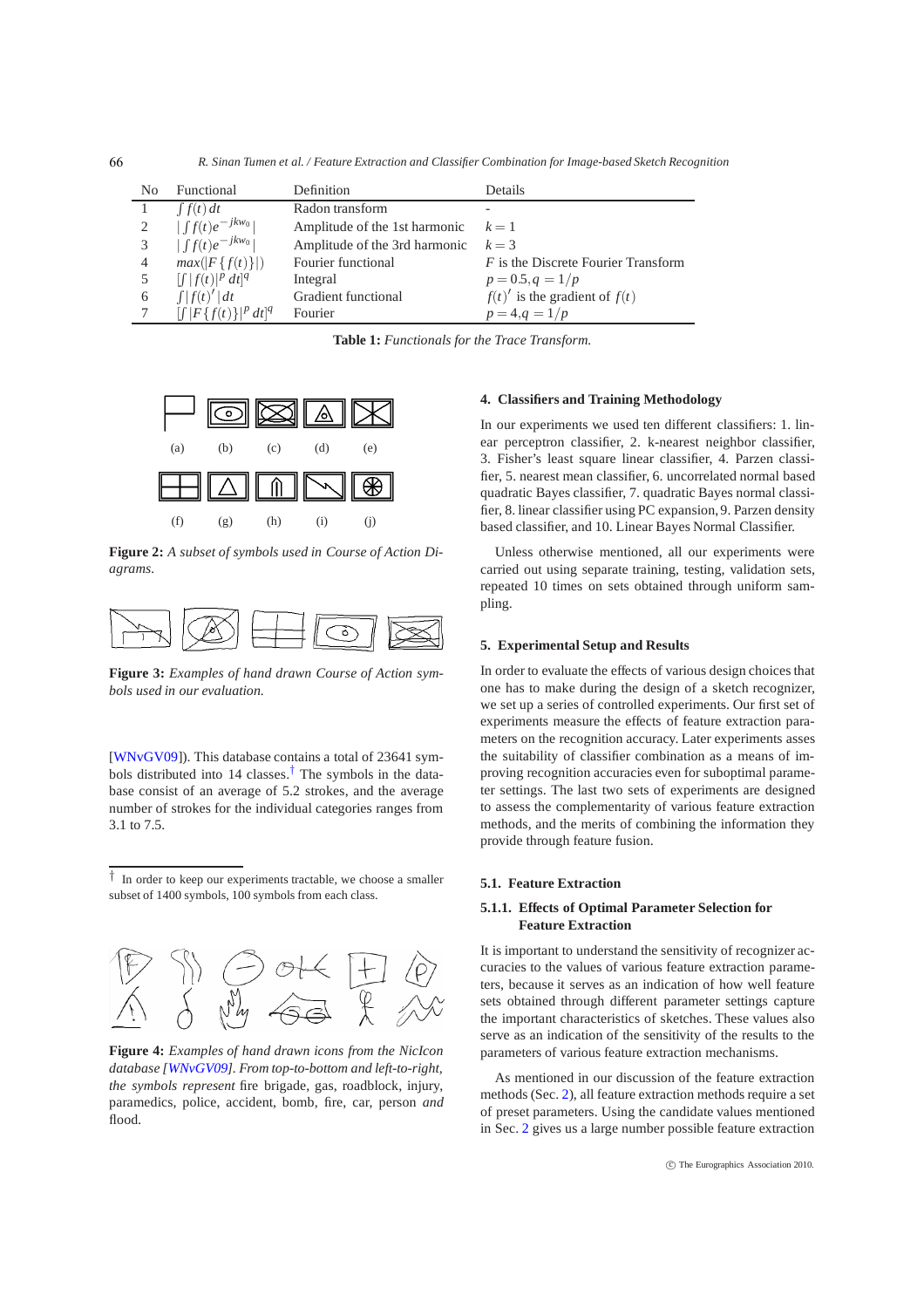| No | Functional | Definition | Details |
|---|---|---|---|
| 1 | $\int f(t)\,dt$ | Radon transform | - |
| 2 | $\lvert \int f(t)e^{-jkw_0} \rvert$ | Amplitude of the 1st harmonic | $k = 1$ |
| 3 | $\lvert \int f(t)e^{-jkw_0} \rvert$ | Amplitude of the 3rd harmonic | $k = 3$ |
| 4 | $max(\lvert F\{f(t)\} \rvert)$ | Fourier functional | $F$ is the Discrete Fourier Transform |
| 5 | $[\int \lvert f(t) \rvert^p\,dt]^q$ | Integral | $p = 0.5, q = 1/p$ |
| 6 | $\int \lvert f(t)' \rvert\,dt$ | Gradient functional | $f(t)'$ is the gradient of $f(t)$ |
| 7 | $[\int \lvert F\{f(t)\} \rvert^p\,dt]^q$ | Fourier | $p = 4, q = 1/p$ |

**Table 1:** *Functionals for the Trace Transform.*

(a) (b) (c) (d) (e)

(f) (g) (h) (i) (j)

**Figure 2:** *A subset of symbols used in Course of Action Diagrams.*

**Figure 3:** *Examples of hand drawn Course of Action symbols used in our evaluation.*

[WNvGV09]). This database contains a total of 23641 symbols distributed into 14 classes.[†] The symbols in the database consist of an average of 5.2 strokes, and the average number of strokes for the individual categories ranges from 3.1 to 7.5.

[†] In order to keep our experiments tractable, we choose a smaller subset of 1400 symbols, 100 symbols from each class.

**Figure 4:** *Examples of hand drawn icons from the NicIcon database [WNvGV09]. From top-to-bottom and left-to-right, the symbols represent* fire brigade, gas, roadblock, injury, paramedics, police, accident, bomb, fire, car, person *and* flood.

## 4. Classifiers and Training Methodology

In our experiments we used ten different classifiers: 1. linear perceptron classifier, 2. k-nearest neighbor classifier, 3. Fisher's least square linear classifier, 4. Parzen classifier, 5. nearest mean classifier, 6. uncorrelated normal based quadratic Bayes classifier, 7. quadratic Bayes normal classifier, 8. linear classifier using PC expansion, 9. Parzen density based classifier, and 10. Linear Bayes Normal Classifier.

Unless otherwise mentioned, all our experiments were carried out using separate training, testing, validation sets, repeated 10 times on sets obtained through uniform sampling.

## 5. Experimental Setup and Results

In order to evaluate the effects of various design choices that one has to make during the design of a sketch recognizer, we set up a series of controlled experiments. Our first set of experiments measure the effects of feature extraction parameters on the recognition accuracy. Later experiments asses the suitability of classifier combination as a means of improving recognition accuracies even for suboptimal parameter settings. The last two sets of experiments are designed to assess the complementarity of various feature extraction methods, and the merits of combining the information they provide through feature fusion.

### 5.1. Feature Extraction

#### 5.1.1. Effects of Optimal Parameter Selection for Feature Extraction

It is important to understand the sensitivity of recognizer accuracies to the values of various feature extraction parameters, because it serves as an indication of how well feature sets obtained through different parameter settings capture the important characteristics of sketches. These values also serve as an indication of the sensitivity of the results to the parameters of various feature extraction mechanisms.

As mentioned in our discussion of the feature extraction methods (Sec. 2), all feature extraction methods require a set of preset parameters. Using the candidate values mentioned in Sec. 2 gives us a large number possible feature extraction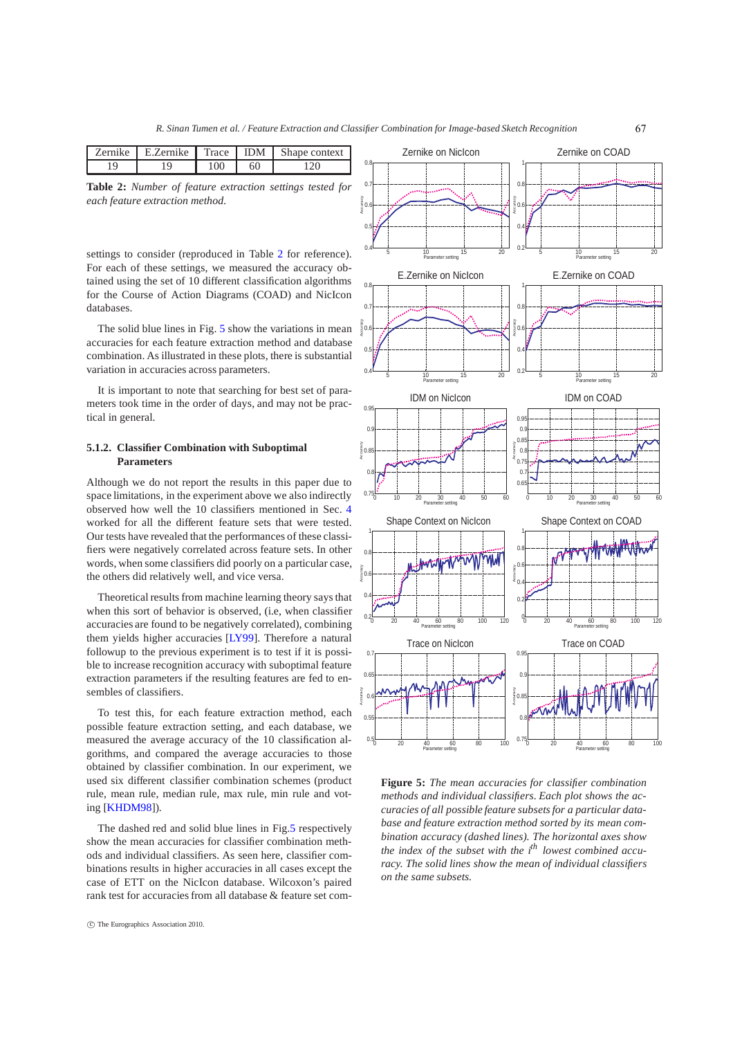| Zernike | E.Zernike | Trace | IDM | Shape context |
|---|---|---|---|---|
| 19 | 19 | 100 | 60 | 120 |

**Table 2:** *Number of feature extraction settings tested for each feature extraction method.*

settings to consider (reproduced in Table 2 for reference). For each of these settings, we measured the accuracy obtained using the set of 10 different classification algorithms for the Course of Action Diagrams (COAD) and NicIcon databases.

The solid blue lines in Fig. 5 show the variations in mean accuracies for each feature extraction method and database combination. As illustrated in these plots, there is substantial variation in accuracies across parameters.

It is important to note that searching for best set of parameters took time in the order of days, and may not be practical in general.

#### 5.1.2. Classifier Combination with Suboptimal Parameters

Although we do not report the results in this paper due to space limitations, in the experiment above we also indirectly observed how well the 10 classifiers mentioned in Sec. 4 worked for all the different feature sets that were tested. Our tests have revealed that the performances of these classifiers were negatively correlated across feature sets. In other words, when some classifiers did poorly on a particular case, the others did relatively well, and vice versa.

Theoretical results from machine learning theory says that when this sort of behavior is observed, (i.e, when classifier accuracies are found to be negatively correlated), combining them yields higher accuracies [LY99]. Therefore a natural followup to the previous experiment is to test if it is possible to increase recognition accuracy with suboptimal feature extraction parameters if the resulting features are fed to ensembles of classifiers.

To test this, for each feature extraction method, each possible feature extraction setting, and each database, we measured the average accuracy of the 10 classification algorithms, and compared the average accuracies to those obtained by classifier combination. In our experiment, we used six different classifier combination schemes (product rule, mean rule, median rule, max rule, min rule and voting [KHDM98]).

The dashed red and solid blue lines in Fig.5 respectively show the mean accuracies for classifier combination methods and individual classifiers. As seen here, classifier combinations results in higher accuracies in all cases except the case of ETT on the NicIcon database. Wilcoxon's paired rank test for accuracies from all database & feature set com-

**Figure 5:** *The mean accuracies for classifier combination methods and individual classifiers. Each plot shows the accuracies of all possible feature subsets for a particular database and feature extraction method sorted by its mean combination accuracy (dashed lines). The horizontal axes show the index of the subset with the $i^{th}$ lowest combined accuracy. The solid lines show the mean of individual classifiers on the same subsets.*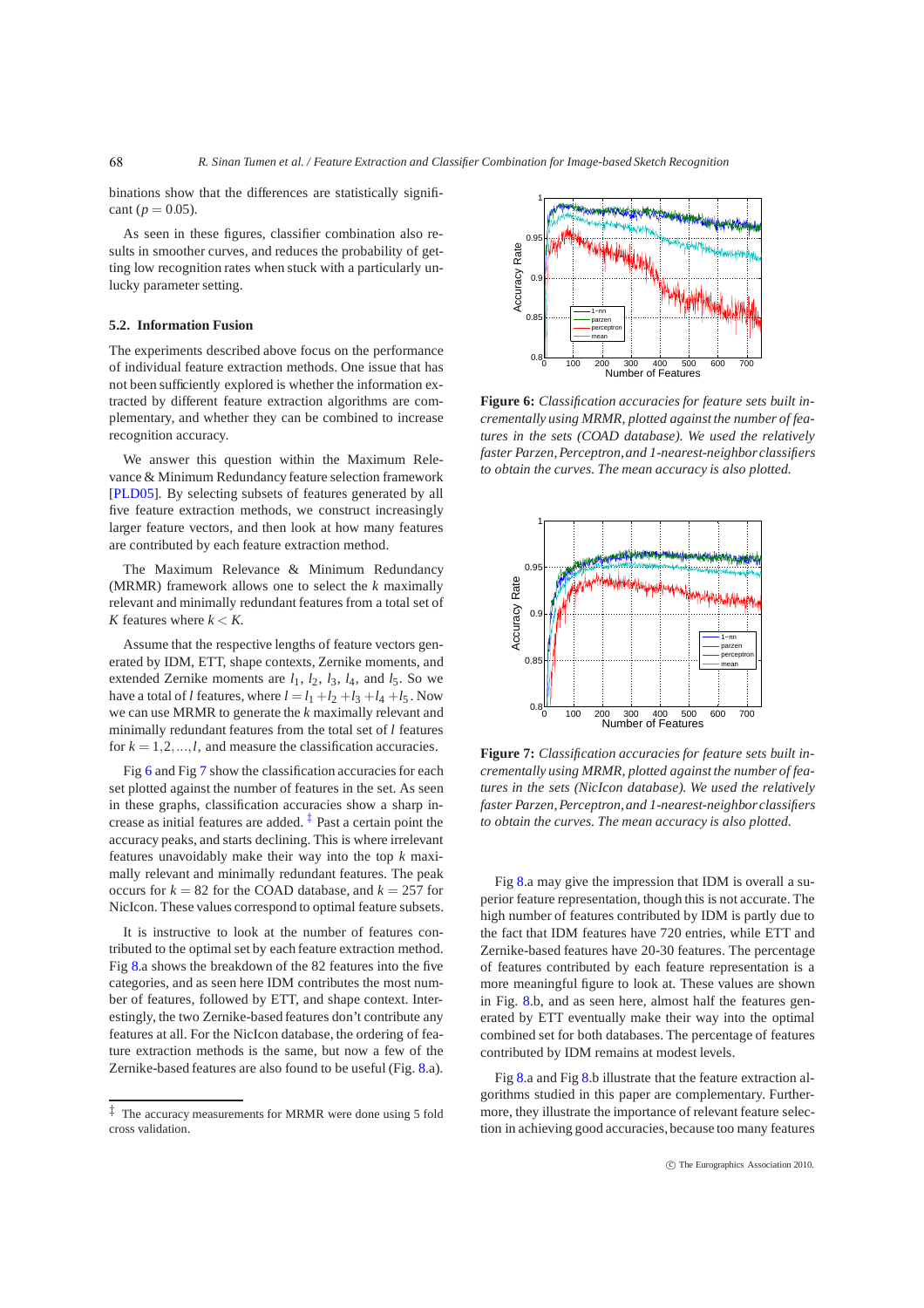binations show that the differences are statistically significant ($p = 0.05$).

As seen in these figures, classifier combination also results in smoother curves, and reduces the probability of getting low recognition rates when stuck with a particularly unlucky parameter setting.

### 5.2. Information Fusion

The experiments described above focus on the performance of individual feature extraction methods. One issue that has not been sufficiently explored is whether the information extracted by different feature extraction algorithms are complementary, and whether they can be combined to increase recognition accuracy.

We answer this question within the Maximum Relevance & Minimum Redundancy feature selection framework [PLD05]. By selecting subsets of features generated by all five feature extraction methods, we construct increasingly larger feature vectors, and then look at how many features are contributed by each feature extraction method.

The Maximum Relevance & Minimum Redundancy (MRMR) framework allows one to select the $k$ maximally relevant and minimally redundant features from a total set of $K$ features where $k < K$.

Assume that the respective lengths of feature vectors generated by IDM, ETT, shape contexts, Zernike moments, and extended Zernike moments are $l_1$, $l_2$, $l_3$, $l_4$, and $l_5$. So we have a total of $l$ features, where $l = l_1 + l_2 + l_3 + l_4 + l_5$. Now we can use MRMR to generate the $k$ maximally relevant and minimally redundant features from the total set of $l$ features for $k = 1, 2, \ldots, l$, and measure the classification accuracies.

Fig 6 and Fig 7 show the classification accuracies for each set plotted against the number of features in the set. As seen in these graphs, classification accuracies show a sharp increase as initial features are added. [‡] Past a certain point the accuracy peaks, and starts declining. This is where irrelevant features unavoidably make their way into the top $k$ maximally relevant and minimally redundant features. The peak occurs for $k = 82$ for the COAD database, and $k = 257$ for NicIcon. These values correspond to optimal feature subsets.

It is instructive to look at the number of features contributed to the optimal set by each feature extraction method. Fig 8.a shows the breakdown of the 82 features into the five categories, and as seen here IDM contributes the most number of features, followed by ETT, and shape context. Interestingly, the two Zernike-based features don't contribute any features at all. For the NicIcon database, the ordering of feature extraction methods is the same, but now a few of the Zernike-based features are also found to be useful (Fig. 8.a).

[‡] The accuracy measurements for MRMR were done using 5 fold cross validation.

**Figure 6:** *Classification accuracies for feature sets built incrementally using MRMR, plotted against the number of features in the sets (COAD database). We used the relatively faster Parzen, Perceptron, and 1-nearest-neighbor classifiers to obtain the curves. The mean accuracy is also plotted.*

**Figure 7:** *Classification accuracies for feature sets built incrementally using MRMR, plotted against the number of features in the sets (NicIcon database). We used the relatively faster Parzen, Perceptron, and 1-nearest-neighbor classifiers to obtain the curves. The mean accuracy is also plotted.*

Fig 8.a may give the impression that IDM is overall a superior feature representation, though this is not accurate. The high number of features contributed by IDM is partly due to the fact that IDM feature vectors have 720 entries, while ETT and Zernike-based features have 20-30 features. The percentage of features contributed by each feature representation is a more meaningful figure to look at. These values are shown in Fig. 8.b, and as seen here, almost half the features generated by ETT eventually make their way into the optimal combined set for both databases. The percentage of features contributed by IDM remains at modest levels.

Fig 8.a and Fig 8.b illustrate that the feature extraction algorithms studied in this paper are complementary. Furthermore, they illustrate the importance of relevant feature selection in achieving good accuracies, because too many features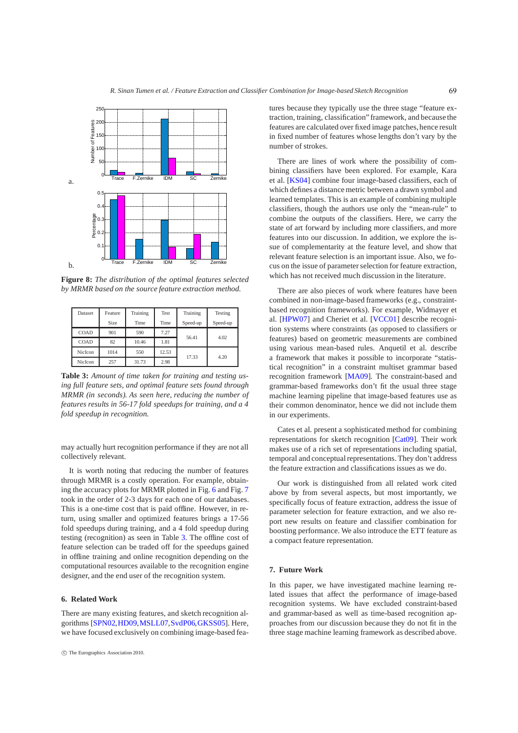**Figure 8:** *The distribution of the optimal features selected by MRMR based on the source feature extraction method.*

| Dataset | Feature Size | Training Time | Test Time | Training Speed-up | Testing Speed-up |
|---|---|---|---|---|---|
| COAD | 901 | 590 | 7.27 | 56.41 | 4.02 |
| COAD | 82 | 10.46 | 1.81 | | |
| NicIcon | 1014 | 550 | 12.53 | 17.33 | 4.20 |
| NicIcon | 257 | 31.73 | 2.98 | | |

**Table 3:** *Amount of time taken for training and testing using full feature sets, and optimal feature sets found through MRMR (in seconds). As seen here, reducing the number of features results in 56-17 fold speedups for training, and a 4 fold speedup in recognition.*

may actually hurt recognition performance if they are not all collectively relevant.

It is worth noting that reducing the number of features through MRMR is a costly operation. For example, obtaining the accuracy plots for MRMR plotted in Fig. 6 and Fig. 7 took in the order of 2-3 days for each one of our databases. This is a one-time cost that is paid offline. However, in return, using smaller and optimized features brings a 17-56 fold speedups during training, and a 4 fold speedup during testing (recognition) as seen in Table 3. The offline cost of feature selection can be traded off for the speedups gained in offline training and online recognition depending on the computational resources available to the recognition engine designer, and the end user of the recognition system.

## 6. Related Work

There are many existing features, and sketch recognition algorithms [SPN02, HD09, MSLL07, SvdP06, GKSS05]. Here, we have focused exclusively on combining image-based features because they typically use the three stage "feature extraction, training, classification" framework, and because the features are calculated over fixed image patches, hence result in fixed number of features whose lengths don't vary by the number of strokes.

There are lines of work where the possibility of combining classifiers have been explored. For example, Kara et al. [KS04] combine four image-based classifiers, each of which defines a distance metric between a drawn symbol and learned templates. This is an example of combining multiple classifiers, though the authors use only the "mean-rule" to combine the outputs of the classifiers. Here, we carry the state of art forward by including more classifiers, and more features into our discussion. In addition, we explore the issue of complementarity at the feature level, and show that relevant feature selection is an important issue. Also, we focus on the issue of parameter selection for feature extraction, which has not received much discussion in the literature.

There are also pieces of work where features have been combined in non-image-based frameworks (e.g., constraint-based recognition frameworks). For example, Widmayer et al. [HPW07] and Cheriet et al. [VCC01] describe recognition systems where constraints (as opposed to classifiers or features) based on geometric measurements are combined using various mean-based rules. Anquetil et al. describe a framework that makes it possible to incorporate "statistical recognition" in a constraint multiset grammar based recognition framework [MA09]. The constraint-based and grammar-based frameworks don't fit the usual three stage machine learning pipeline that image-based features use as their common denominator, hence we did not include them in our experiments.

Cates et al. present a sophisticated method for combining representations for sketch recognition [Cat09]. Their work makes use of a rich set of representations including spatial, temporal and conceptual representations. They don't address the feature extraction and classifications issues as we do.

Our work is distinguished from all related work cited above by from several aspects, but most importantly, we specifically focus of feature extraction, address the issue of parameter selection for feature extraction, and we also report new results on feature and classifier combination for boosting performance. We also introduce the ETT feature as a compact feature representation.

## 7. Future Work

In this paper, we have investigated machine learning related issues that affect the performance of image-based recognition systems. We have excluded constraint-based and grammar-based as well as time-based recognition approaches from our discussion because they do not fit in the three stage machine learning framework as described above.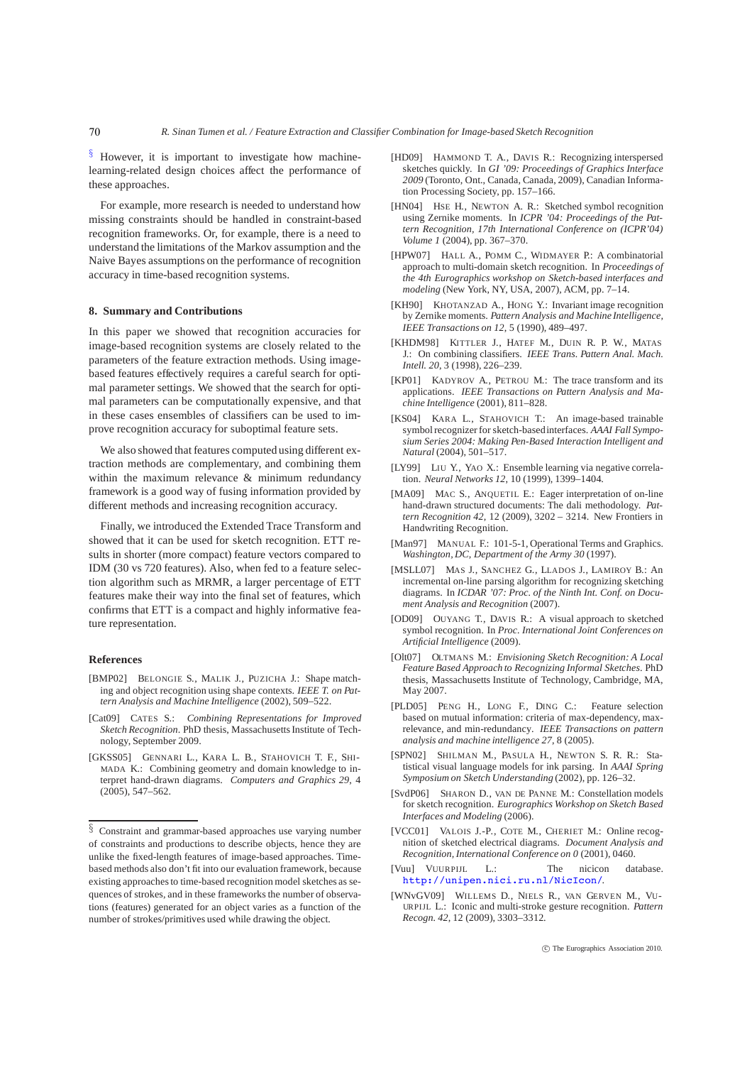[§] However, it is important to investigate how machine-learning-related design choices affect the performance of these approaches.

For example, more research is needed to understand how missing constraints should be handled in constraint-based recognition frameworks. Or, for example, there is a need to understand the limitations of the Markov assumption and the Naive Bayes assumptions on the performance of recognition accuracy in time-based recognition systems.

## 8. Summary and Contributions

In this paper we showed that recognition accuracies for image-based recognition systems are closely related to the parameters of the feature extraction methods. Using image-based features effectively requires a careful search for optimal parameter settings. We showed that the search for optimal parameters can be computationally expensive, and that in these cases ensembles of classifiers can be used to improve recognition accuracy for suboptimal feature sets.

We also showed that features computed using different extraction methods are complementary, and combining them within the maximum relevance & minimum redundancy framework is a good way of fusing information provided by different methods and increasing recognition accuracy.

Finally, we introduced the Extended Trace Transform and showed that it can be used for sketch recognition. ETT results in shorter (more compact) feature vectors compared to IDM (30 vs 720 features). Also, when fed to a feature selection algorithm such as MRMR, a larger percentage of ETT features make their way into the final set of features, which confirms that ETT is a compact and highly informative feature representation.

### References

[BMP02] BELONGIE S., MALIK J., PUZICHA J.: Shape matching and object recognition using shape contexts. *IEEE T. on Pattern Analysis and Machine Intelligence* (2002), 509–522.

[Cat09] CATES S.: *Combining Representations for Improved Sketch Recognition*. PhD thesis, Massachusetts Institute of Technology, September 2009.

[GKSS05] GENNARI L., KARA L. B., STAHOVICH T. F., SHIMADA K.: Combining geometry and domain knowledge to interpret hand-drawn diagrams. *Computers and Graphics 29*, 4 (2005), 547–562.

[HD09] HAMMOND T. A., DAVIS R.: Recognizing interspersed sketches quickly. In *GI '09: Proceedings of Graphics Interface 2009* (Toronto, Ont., Canada, Canada, 2009), Canadian Information Processing Society, pp. 157–166.

[HN04] HSE H., NEWTON A. R.: Sketched symbol recognition using Zernike moments. In *ICPR '04: Proceedings of the Pattern Recognition, 17th International Conference on (ICPR'04) Volume 1* (2004), pp. 367–370.

[HPW07] HALL A., POMM C., WIDMAYER P.: A combinatorial approach to multi-domain sketch recognition. In *Proceedings of the 4th Eurographics workshop on Sketch-based interfaces and modeling* (New York, NY, USA, 2007), ACM, pp. 7–14.

[KH90] KHOTANZAD A., HONG Y.: Invariant image recognition by Zernike moments. *Pattern Analysis and Machine Intelligence, IEEE Transactions on 12*, 5 (1990), 489–497.

[KHDM98] KITTLER J., HATEF M., DUIN R. P. W., MATAS J.: On combining classifiers. *IEEE Trans. Pattern Anal. Mach. Intell. 20*, 3 (1998), 226–239.

[KP01] KADYROV A., PETROU M.: The trace transform and its applications. *IEEE Transactions on Pattern Analysis and Machine Intelligence* (2001), 811–828.

[KS04] KARA L., STAHOVICH T.: An image-based trainable symbol recognizer for sketch-based interfaces. *AAAI Fall Symposium Series 2004: Making Pen-Based Interaction Intelligent and Natural* (2004), 501–517.

[LY99] LIU Y., YAO X.: Ensemble learning via negative correlation. *Neural Networks 12*, 10 (1999), 1399–1404.

[MA09] MAC S., ANQUETIL E.: Eager interpretation of on-line hand-drawn structured documents: The dali methodology. *Pattern Recognition 42*, 12 (2009), 3202 – 3214. New Frontiers in Handwriting Recognition.

[Man97] MANUAL F.: 101-5-1, Operational Terms and Graphics. *Washington, DC, Department of the Army 30* (1997).

[MSLL07] MAS J., SANCHEZ G., LLADOS J., LAMIROY B.: An incremental on-line parsing algorithm for recognizing sketching diagrams. In *ICDAR '07: Proc. of the Ninth Int. Conf. on Document Analysis and Recognition* (2007).

[OD09] OUYANG T., DAVIS R.: A visual approach to sketched symbol recognition. In *Proc. International Joint Conferences on Artificial Intelligence* (2009).

[Olt07] OLTMANS M.: *Envisioning Sketch Recognition: A Local Feature Based Approach to Recognizing Informal Sketches*. PhD thesis, Massachusetts Institute of Technology, Cambridge, MA, May 2007.

[PLD05] PENG H., LONG F., DING C.: Feature selection based on mutual information: criteria of max-dependency, max-relevance, and min-redundancy. *IEEE Transactions on pattern analysis and machine intelligence 27*, 8 (2005).

[SPN02] SHILMAN M., PASULA H., NEWTON S. R. R.: Statistical visual language models for ink parsing. In *AAAI Spring Symposium on Sketch Understanding* (2002), pp. 126–32.

[SvdP06] SHARON D., VAN DE PANNE M.: Constellation models for sketch recognition. *Eurographics Workshop on Sketch Based Interfaces and Modeling* (2006).

[VCC01] VALOIS J.-P., COTE M., CHERIET M.: Online recognition of sketched electrical diagrams. *Document Analysis and Recognition, International Conference on 0* (2001), 0460.

[Vuu] VUURPIJL L.: The nicicon database. http://unipen.nici.ru.nl/NicIcon/.

[WNvGV09] WILLEMS D., NIELS R., VAN GERVEN M., VUURPIJL L.: Iconic and multi-stroke gesture recognition. *Pattern Recogn. 42*, 12 (2009), 3303–3312.

[§] Constraint and grammar-based approaches use varying number of constraints and productions to describe objects, hence they are unlike the fixed-length features of image-based approaches. Time-based methods also don't fit into our evaluation framework, because existing approaches to time-based recognition model sketches as sequences of strokes, and in these frameworks the number of observations (features) generated for an object varies as a function of the number of strokes/primitives used while drawing the object.